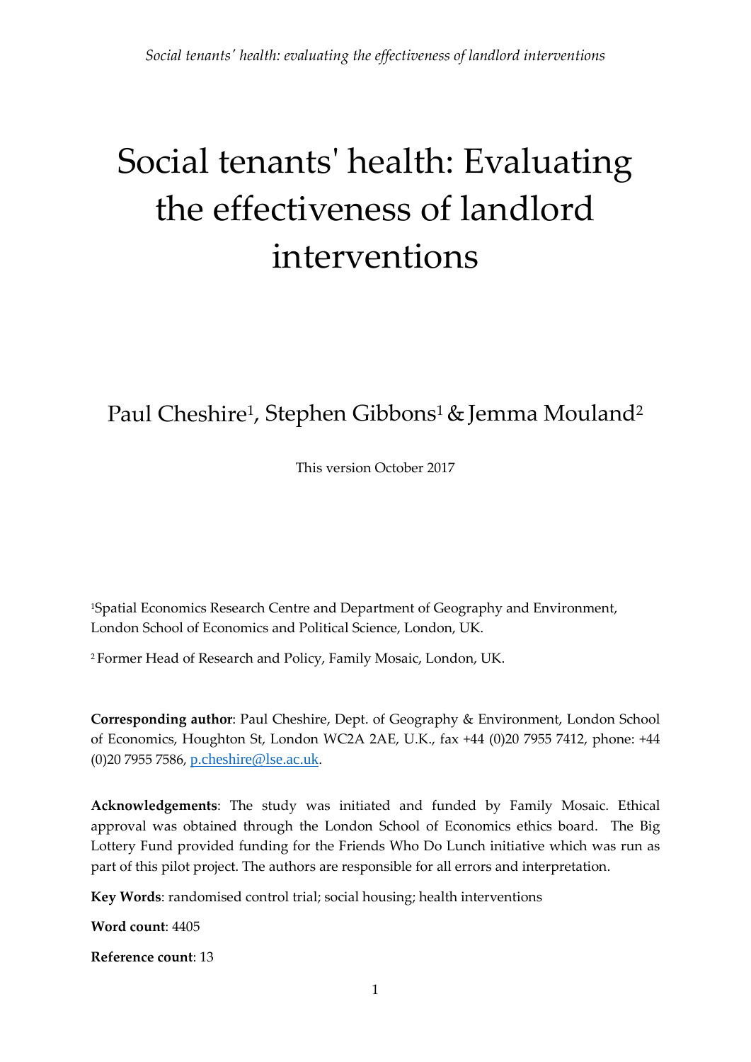# Social tenants' health: Evaluating the effectiveness of landlord interventions

Paul Cheshire[1], Stephen Gibbons[1] & Jemma Mouland[2]

This version October 2017

[1]Spatial Economics Research Centre and Department of Geography and Environment, London School of Economics and Political Science, London, UK.

[2] Former Head of Research and Policy, Family Mosaic, London, UK.

**Corresponding author**: Paul Cheshire, Dept. of Geography & Environment, London School of Economics, Houghton St, London WC2A 2AE, U.K., fax +44 (0)20 7955 7412, phone: +44 (0)20 7955 7586, p.cheshire@lse.ac.uk.

**Acknowledgements**: The study was initiated and funded by Family Mosaic. Ethical approval was obtained through the London School of Economics ethics board. The Big Lottery Fund provided funding for the Friends Who Do Lunch initiative which was run as part of this pilot project. The authors are responsible for all errors and interpretation.

**Key Words**: randomised control trial; social housing; health interventions

**Word count**: 4405

**Reference count**: 13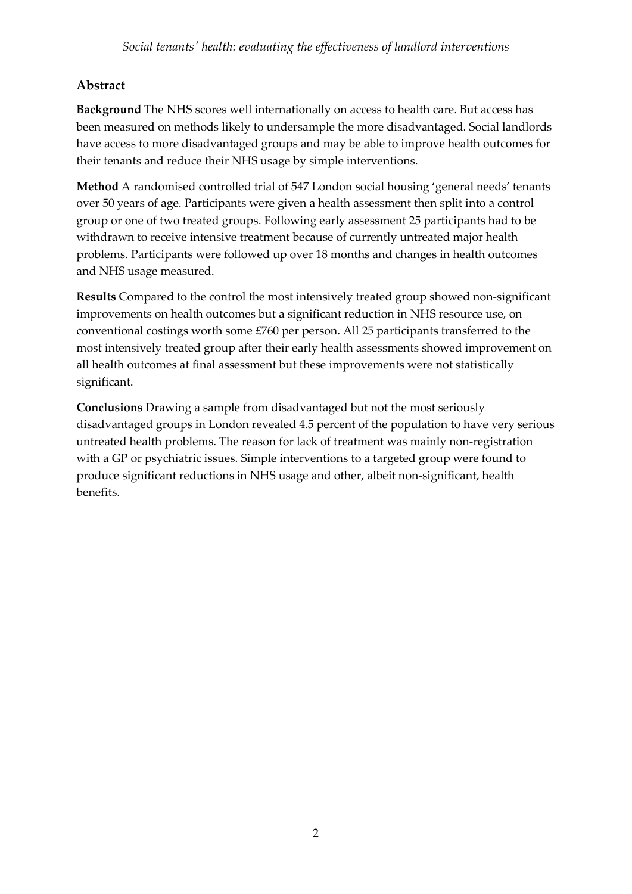## Abstract

**Background** The NHS scores well internationally on access to health care. But access has been measured on methods likely to undersample the more disadvantaged. Social landlords have access to more disadvantaged groups and may be able to improve health outcomes for their tenants and reduce their NHS usage by simple interventions.

**Method** A randomised controlled trial of 547 London social housing 'general needs' tenants over 50 years of age. Participants were given a health assessment then split into a control group or one of two treated groups. Following early assessment 25 participants had to be withdrawn to receive intensive treatment because of currently untreated major health problems. Participants were followed up over 18 months and changes in health outcomes and NHS usage measured.

**Results** Compared to the control the most intensively treated group showed non-significant improvements on health outcomes but a significant reduction in NHS resource use, on conventional costings worth some £760 per person. All 25 participants transferred to the most intensively treated group after their early health assessments showed improvement on all health outcomes at final assessment but these improvements were not statistically significant.

**Conclusions** Drawing a sample from disadvantaged but not the most seriously disadvantaged groups in London revealed 4.5 percent of the population to have very serious untreated health problems. The reason for lack of treatment was mainly non-registration with a GP or psychiatric issues. Simple interventions to a targeted group were found to produce significant reductions in NHS usage and other, albeit non-significant, health benefits.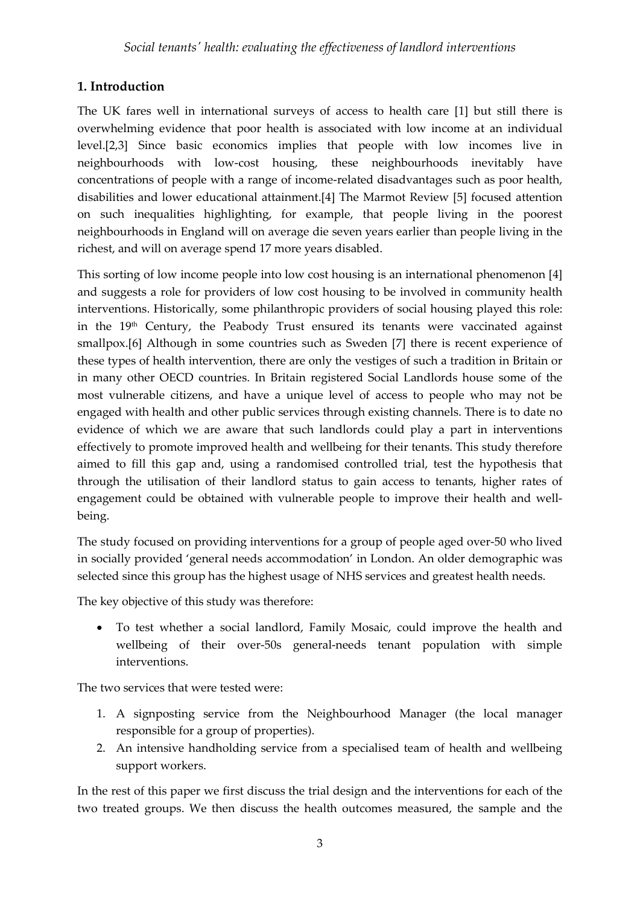## 1. Introduction

The UK fares well in international surveys of access to health care [1] but still there is overwhelming evidence that poor health is associated with low income at an individual level.[2,3] Since basic economics implies that people with low incomes live in neighbourhoods with low-cost housing, these neighbourhoods inevitably have concentrations of people with a range of income-related disadvantages such as poor health, disabilities and lower educational attainment.[4] The Marmot Review [5] focused attention on such inequalities highlighting, for example, that people living in the poorest neighbourhoods in England will on average die seven years earlier than people living in the richest, and will on average spend 17 more years disabled.

This sorting of low income people into low cost housing is an international phenomenon [4] and suggests a role for providers of low cost housing to be involved in community health interventions. Historically, some philanthropic providers of social housing played this role: in the 19th Century, the Peabody Trust ensured its tenants were vaccinated against smallpox.[6] Although in some countries such as Sweden [7] there is recent experience of these types of health intervention, there are only the vestiges of such a tradition in Britain or in many other OECD countries. In Britain registered Social Landlords house some of the most vulnerable citizens, and have a unique level of access to people who may not be engaged with health and other public services through existing channels. There is to date no evidence of which we are aware that such landlords could play a part in interventions effectively to promote improved health and wellbeing for their tenants. This study therefore aimed to fill this gap and, using a randomised controlled trial, test the hypothesis that through the utilisation of their landlord status to gain access to tenants, higher rates of engagement could be obtained with vulnerable people to improve their health and well-being.

The study focused on providing interventions for a group of people aged over-50 who lived in socially provided 'general needs accommodation' in London. An older demographic was selected since this group has the highest usage of NHS services and greatest health needs.

The key objective of this study was therefore:

- To test whether a social landlord, Family Mosaic, could improve the health and wellbeing of their over-50s general-needs tenant population with simple interventions.

The two services that were tested were:

1. A signposting service from the Neighbourhood Manager (the local manager responsible for a group of properties).
2. An intensive handholding service from a specialised team of health and wellbeing support workers.

In the rest of this paper we first discuss the trial design and the interventions for each of the two treated groups. We then discuss the health outcomes measured, the sample and the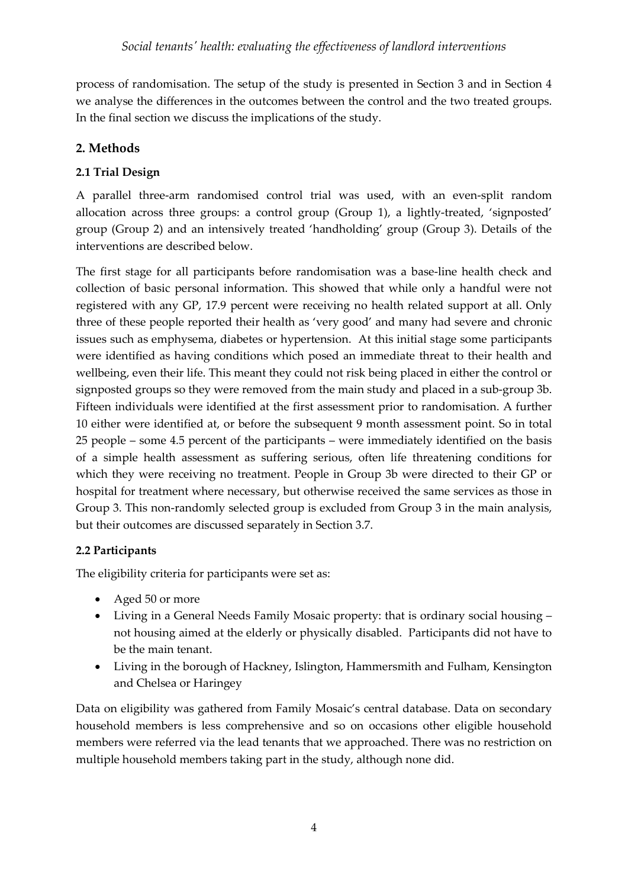process of randomisation. The setup of the study is presented in Section 3 and in Section 4 we analyse the differences in the outcomes between the control and the two treated groups. In the final section we discuss the implications of the study.

## 2. Methods

### 2.1 Trial Design

A parallel three-arm randomised control trial was used, with an even-split random allocation across three groups: a control group (Group 1), a lightly-treated, 'signposted' group (Group 2) and an intensively treated 'handholding' group (Group 3). Details of the interventions are described below.

The first stage for all participants before randomisation was a base-line health check and collection of basic personal information. This showed that while only a handful were not registered with any GP, 17.9 percent were receiving no health related support at all. Only three of these people reported their health as 'very good' and many had severe and chronic issues such as emphysema, diabetes or hypertension. At this initial stage some participants were identified as having conditions which posed an immediate threat to their health and wellbeing, even their life. This meant they could not risk being placed in either the control or signposted groups so they were removed from the main study and placed in a sub-group 3b. Fifteen individuals were identified at the first assessment prior to randomisation. A further 10 either were identified at, or before the subsequent 9 month assessment point. So in total 25 people – some 4.5 percent of the participants – were immediately identified on the basis of a simple health assessment as suffering serious, often life threatening conditions for which they were receiving no treatment. People in Group 3b were directed to their GP or hospital for treatment where necessary, but otherwise received the same services as those in Group 3. This non-randomly selected group is excluded from Group 3 in the main analysis, but their outcomes are discussed separately in Section 3.7.

### 2.2 Participants

The eligibility criteria for participants were set as:

- Aged 50 or more
- Living in a General Needs Family Mosaic property: that is ordinary social housing – not housing aimed at the elderly or physically disabled. Participants did not have to be the main tenant.
- Living in the borough of Hackney, Islington, Hammersmith and Fulham, Kensington and Chelsea or Haringey

Data on eligibility was gathered from Family Mosaic's central database. Data on secondary household members is less comprehensive and so on occasions other eligible household members were referred via the lead tenants that we approached. There was no restriction on multiple household members taking part in the study, although none did.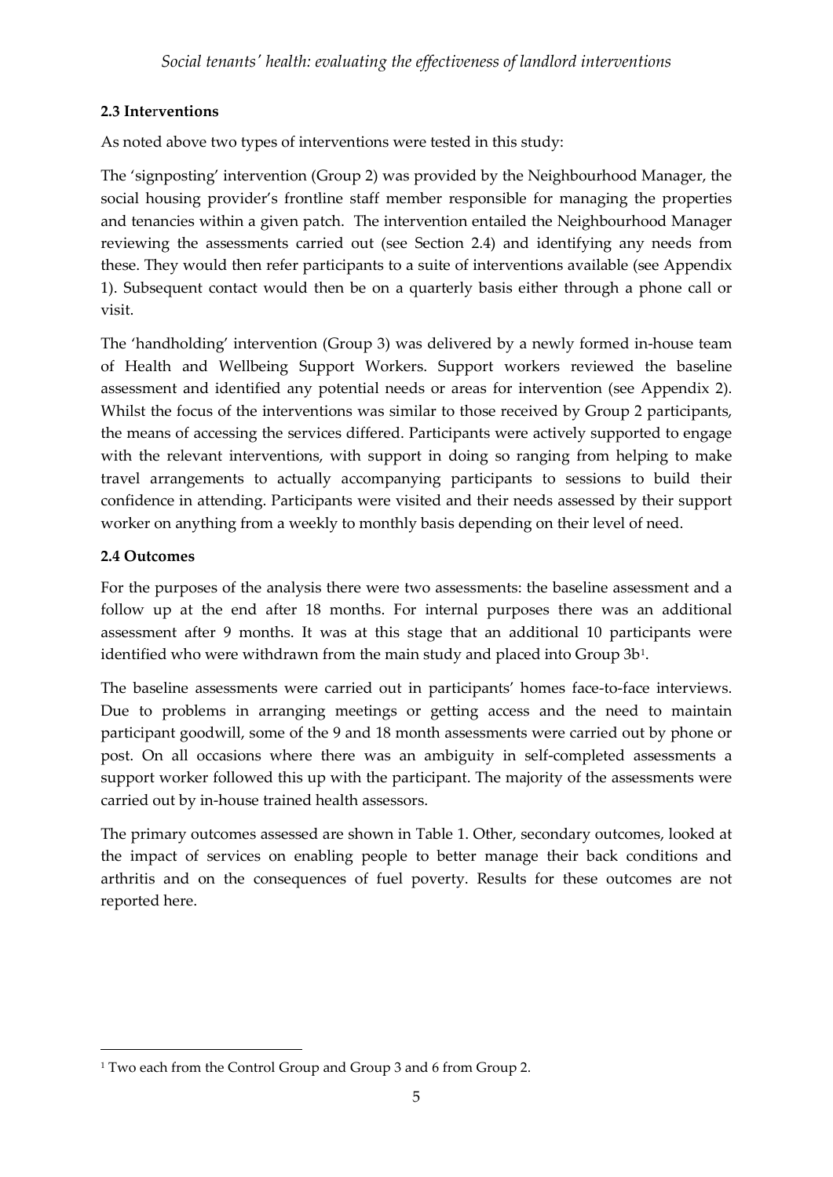### 2.3 Interventions

As noted above two types of interventions were tested in this study:

The 'signposting' intervention (Group 2) was provided by the Neighbourhood Manager, the social housing provider's frontline staff member responsible for managing the properties and tenancies within a given patch. The intervention entailed the Neighbourhood Manager reviewing the assessments carried out (see Section 2.4) and identifying any needs from these. They would then refer participants to a suite of interventions available (see Appendix 1). Subsequent contact would then be on a quarterly basis either through a phone call or visit.

The 'handholding' intervention (Group 3) was delivered by a newly formed in-house team of Health and Wellbeing Support Workers. Support workers reviewed the baseline assessment and identified any potential needs or areas for intervention (see Appendix 2). Whilst the focus of the interventions was similar to those received by Group 2 participants, the means of accessing the services differed. Participants were actively supported to engage with the relevant interventions, with support in doing so ranging from helping to make travel arrangements to actually accompanying participants to sessions to build their confidence in attending. Participants were visited and their needs assessed by their support worker on anything from a weekly to monthly basis depending on their level of need.

### 2.4 Outcomes

For the purposes of the analysis there were two assessments: the baseline assessment and a follow up at the end after 18 months. For internal purposes there was an additional assessment after 9 months. It was at this stage that an additional 10 participants were identified who were withdrawn from the main study and placed into Group 3b[1].

The baseline assessments were carried out in participants' homes face-to-face interviews. Due to problems in arranging meetings or getting access and the need to maintain participant goodwill, some of the 9 and 18 month assessments were carried out by phone or post. On all occasions where there was an ambiguity in self-completed assessments a support worker followed this up with the participant. The majority of the assessments were carried out by in-house trained health assessors.

The primary outcomes assessed are shown in Table 1. Other, secondary outcomes, looked at the impact of services on enabling people to better manage their back conditions and arthritis and on the consequences of fuel poverty. Results for these outcomes are not reported here.

---

[1] Two each from the Control Group and Group 3 and 6 from Group 2.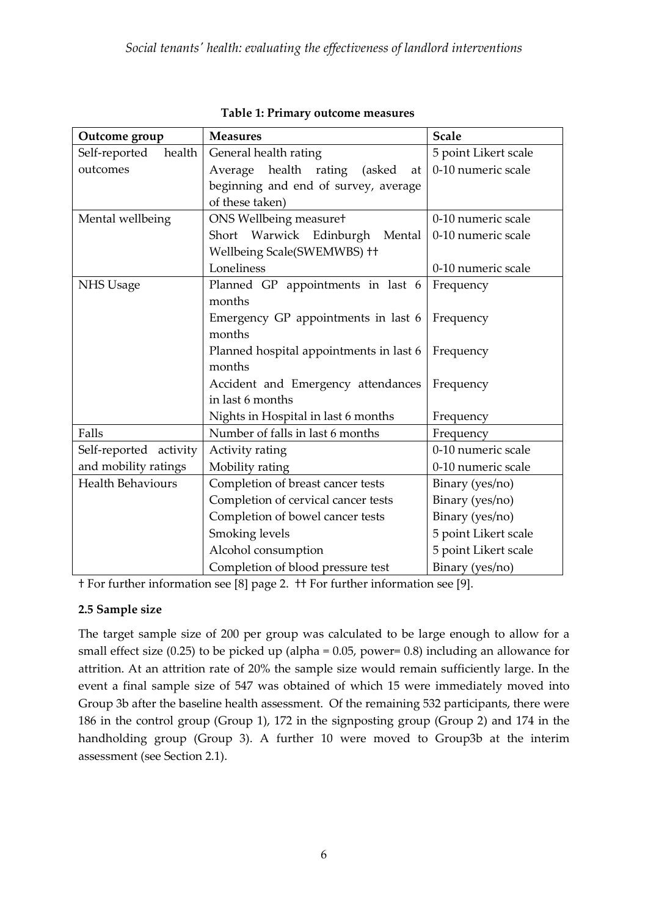**Table 1: Primary outcome measures**

| Outcome group | Measures | Scale |
|---|---|---|
| Self-reported health outcomes | General health rating | 5 point Likert scale |
| | Average health rating (asked at beginning and end of survey, average of these taken) | 0-10 numeric scale |
| Mental wellbeing | ONS Wellbeing measure† | 0-10 numeric scale |
| | Short Warwick Edinburgh Mental Wellbeing Scale(SWEMWBS) †† | 0-10 numeric scale |
| | Loneliness | 0-10 numeric scale |
| NHS Usage | Planned GP appointments in last 6 months | Frequency |
| | Emergency GP appointments in last 6 months | Frequency |
| | Planned hospital appointments in last 6 months | Frequency |
| | Accident and Emergency attendances in last 6 months | Frequency |
| | Nights in Hospital in last 6 months | Frequency |
| Falls | Number of falls in last 6 months | Frequency |
| Self-reported activity and mobility ratings | Activity rating | 0-10 numeric scale |
| | Mobility rating | 0-10 numeric scale |
| Health Behaviours | Completion of breast cancer tests | Binary (yes/no) |
| | Completion of cervical cancer tests | Binary (yes/no) |
| | Completion of bowel cancer tests | Binary (yes/no) |
| | Smoking levels | 5 point Likert scale |
| | Alcohol consumption | 5 point Likert scale |
| | Completion of blood pressure test | Binary (yes/no) |

† For further information see [8] page 2. †† For further information see [9].

### 2.5 Sample size

The target sample size of 200 per group was calculated to be large enough to allow for a small effect size (0.25) to be picked up (alpha = 0.05, power= 0.8) including an allowance for attrition. At an attrition rate of 20% the sample size would remain sufficiently large. In the event a final sample size of 547 was obtained of which 15 were immediately moved into Group 3b after the baseline health assessment. Of the remaining 532 participants, there were 186 in the control group (Group 1), 172 in the signposting group (Group 2) and 174 in the handholding group (Group 3). A further 10 were moved to Group3b at the interim assessment (see Section 2.1).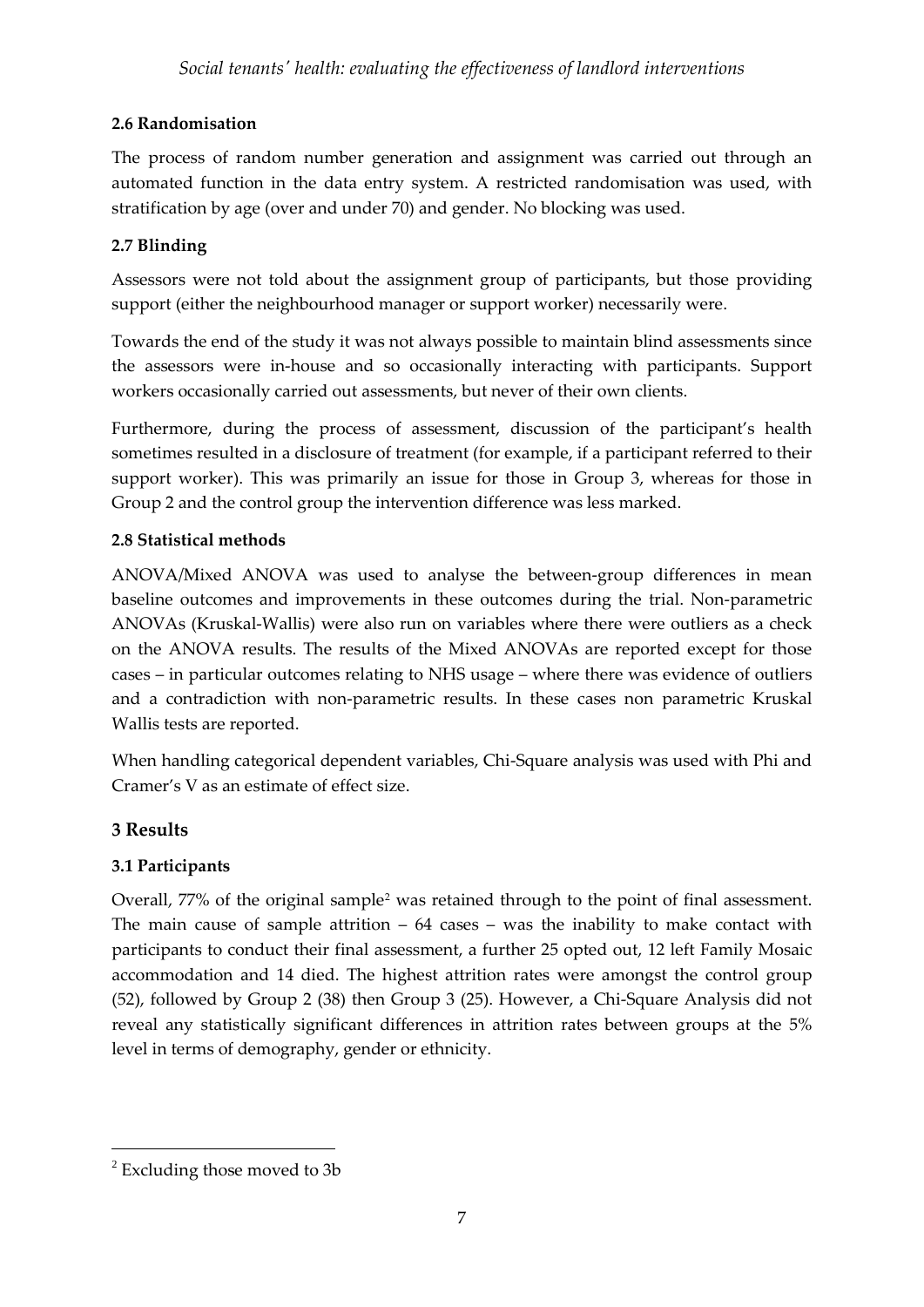### 2.6 Randomisation

The process of random number generation and assignment was carried out through an automated function in the data entry system. A restricted randomisation was used, with stratification by age (over and under 70) and gender. No blocking was used.

### 2.7 Blinding

Assessors were not told about the assignment group of participants, but those providing support (either the neighbourhood manager or support worker) necessarily were.

Towards the end of the study it was not always possible to maintain blind assessments since the assessors were in-house and so occasionally interacting with participants. Support workers occasionally carried out assessments, but never of their own clients.

Furthermore, during the process of assessment, discussion of the participant's health sometimes resulted in a disclosure of treatment (for example, if a participant referred to their support worker). This was primarily an issue for those in Group 3, whereas for those in Group 2 and the control group the intervention difference was less marked.

### 2.8 Statistical methods

ANOVA/Mixed ANOVA was used to analyse the between-group differences in mean baseline outcomes and improvements in these outcomes during the trial. Non-parametric ANOVAs (Kruskal-Wallis) were also run on variables where there were outliers as a check on the ANOVA results. The results of the Mixed ANOVAs are reported except for those cases – in particular outcomes relating to NHS usage – where there was evidence of outliers and a contradiction with non-parametric results. In these cases non parametric Kruskal Wallis tests are reported.

When handling categorical dependent variables, Chi-Square analysis was used with Phi and Cramer's V as an estimate of effect size.

## 3 Results

### 3.1 Participants

Overall, 77% of the original sample[2] was retained through to the point of final assessment. The main cause of sample attrition – 64 cases – was the inability to make contact with participants to conduct their final assessment, a further 25 opted out, 12 left Family Mosaic accommodation and 14 died. The highest attrition rates were amongst the control group (52), followed by Group 2 (38) then Group 3 (25). However, a Chi-Square Analysis did not reveal any statistically significant differences in attrition rates between groups at the 5% level in terms of demography, gender or ethnicity.

[2] Excluding those moved to 3b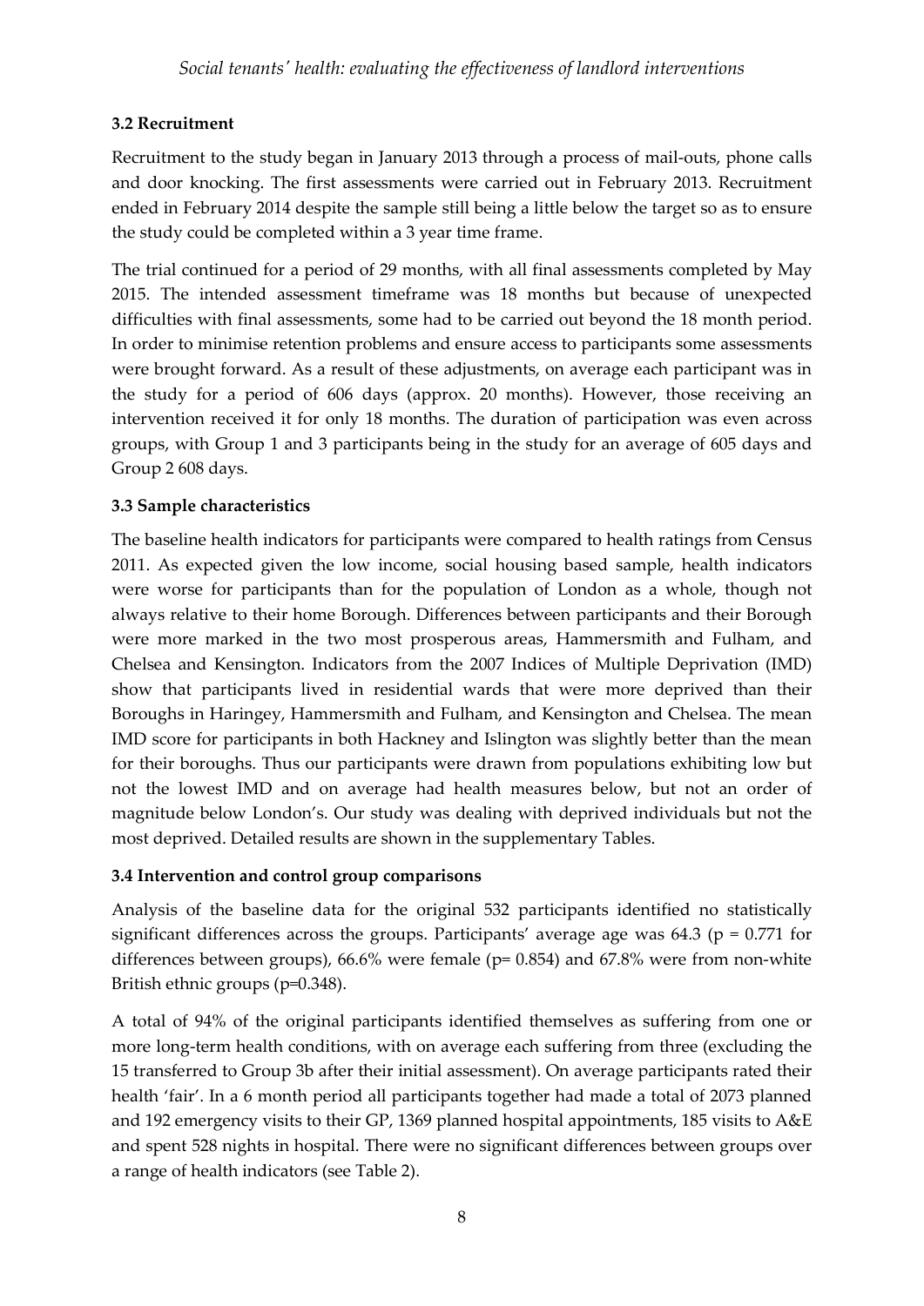### 3.2 Recruitment

Recruitment to the study began in January 2013 through a process of mail-outs, phone calls and door knocking. The first assessments were carried out in February 2013. Recruitment ended in February 2014 despite the sample still being a little below the target so as to ensure the study could be completed within a 3 year time frame.

The trial continued for a period of 29 months, with all final assessments completed by May 2015. The intended assessment timeframe was 18 months but because of unexpected difficulties with final assessments, some had to be carried out beyond the 18 month period. In order to minimise retention problems and ensure access to participants some assessments were brought forward. As a result of these adjustments, on average each participant was in the study for a period of 606 days (approx. 20 months). However, those receiving an intervention received it for only 18 months. The duration of participation was even across groups, with Group 1 and 3 participants being in the study for an average of 605 days and Group 2 608 days.

### 3.3 Sample characteristics

The baseline health indicators for participants were compared to health ratings from Census 2011. As expected given the low income, social housing based sample, health indicators were worse for participants than for the population of London as a whole, though not always relative to their home Borough. Differences between participants and their Borough were more marked in the two most prosperous areas, Hammersmith and Fulham, and Chelsea and Kensington. Indicators from the 2007 Indices of Multiple Deprivation (IMD) show that participants lived in residential wards that were more deprived than their Boroughs in Haringey, Hammersmith and Fulham, and Kensington and Chelsea. The mean IMD score for participants in both Hackney and Islington was slightly better than the mean for their boroughs. Thus our participants were drawn from populations exhibiting low but not the lowest IMD and on average had health measures below, but not an order of magnitude below London's. Our study was dealing with deprived individuals but not the most deprived. Detailed results are shown in the supplementary Tables.

### 3.4 Intervention and control group comparisons

Analysis of the baseline data for the original 532 participants identified no statistically significant differences across the groups. Participants' average age was 64.3 ($p = 0.771$ for differences between groups), 66.6% were female ($p = 0.854$) and 67.8% were from non-white British ethnic groups ($p = 0.348$).

A total of 94% of the original participants identified themselves as suffering from one or more long-term health conditions, with on average each suffering from three (excluding the 15 transferred to Group 3b after their initial assessment). On average participants rated their health 'fair'. In a 6 month period all participants together had made a total of 2073 planned and 192 emergency visits to their GP, 1369 planned hospital appointments, 185 visits to A&E and spent 528 nights in hospital. There were no significant differences between groups over a range of health indicators (see Table 2).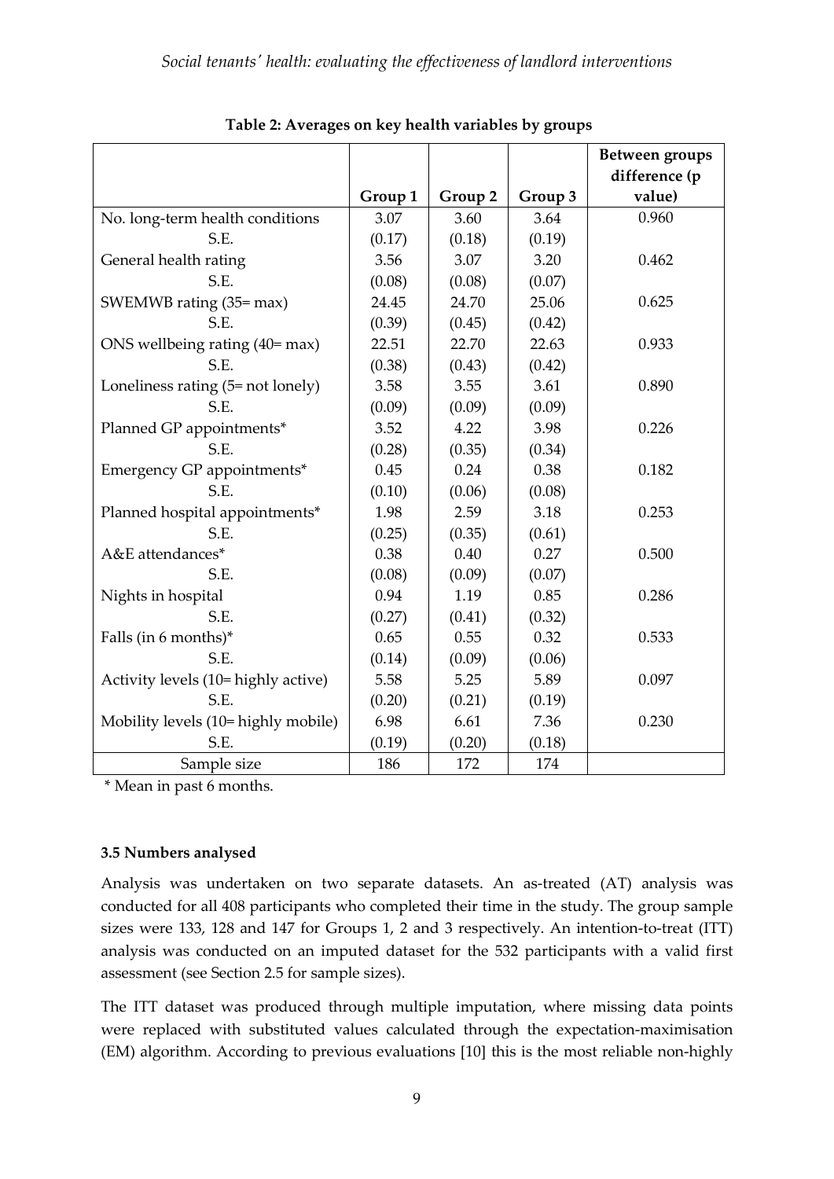**Table 2: Averages on key health variables by groups**

| | Group 1 | Group 2 | Group 3 | Between groups difference (p value) |
|---|---|---|---|---|
| No. long-term health conditions | 3.07 | 3.60 | 3.64 | 0.960 |
| S.E. | (0.17) | (0.18) | (0.19) | |
| General health rating | 3.56 | 3.07 | 3.20 | 0.462 |
| S.E. | (0.08) | (0.08) | (0.07) | |
| SWEMWB rating (35= max) | 24.45 | 24.70 | 25.06 | 0.625 |
| S.E. | (0.39) | (0.45) | (0.42) | |
| ONS wellbeing rating (40= max) | 22.51 | 22.70 | 22.63 | 0.933 |
| S.E. | (0.38) | (0.43) | (0.42) | |
| Loneliness rating (5= not lonely) | 3.58 | 3.55 | 3.61 | 0.890 |
| S.E. | (0.09) | (0.09) | (0.09) | |
| Planned GP appointments* | 3.52 | 4.22 | 3.98 | 0.226 |
| S.E. | (0.28) | (0.35) | (0.34) | |
| Emergency GP appointments* | 0.45 | 0.24 | 0.38 | 0.182 |
| S.E. | (0.10) | (0.06) | (0.08) | |
| Planned hospital appointments* | 1.98 | 2.59 | 3.18 | 0.253 |
| S.E. | (0.25) | (0.35) | (0.61) | |
| A&E attendances* | 0.38 | 0.40 | 0.27 | 0.500 |
| S.E. | (0.08) | (0.09) | (0.07) | |
| Nights in hospital | 0.94 | 1.19 | 0.85 | 0.286 |
| S.E. | (0.27) | (0.41) | (0.32) | |
| Falls (in 6 months)* | 0.65 | 0.55 | 0.32 | 0.533 |
| S.E. | (0.14) | (0.09) | (0.06) | |
| Activity levels (10= highly active) | 5.58 | 5.25 | 5.89 | 0.097 |
| S.E. | (0.20) | (0.21) | (0.19) | |
| Mobility levels (10= highly mobile) | 6.98 | 6.61 | 7.36 | 0.230 |
| S.E. | (0.19) | (0.20) | (0.18) | |
| Sample size | 186 | 172 | 174 | |

\* Mean in past 6 months.

### 3.5 Numbers analysed

Analysis was undertaken on two separate datasets. An as-treated (AT) analysis was conducted for all 408 participants who completed their time in the study. The group sample sizes were 133, 128 and 147 for Groups 1, 2 and 3 respectively. An intention-to-treat (ITT) analysis was conducted on an imputed dataset for the 532 participants with a valid first assessment (see Section 2.5 for sample sizes).

The ITT dataset was produced through multiple imputation, where missing data points were replaced with substituted values calculated through the expectation-maximisation (EM) algorithm. According to previous evaluations [10] this is the most reliable non-highly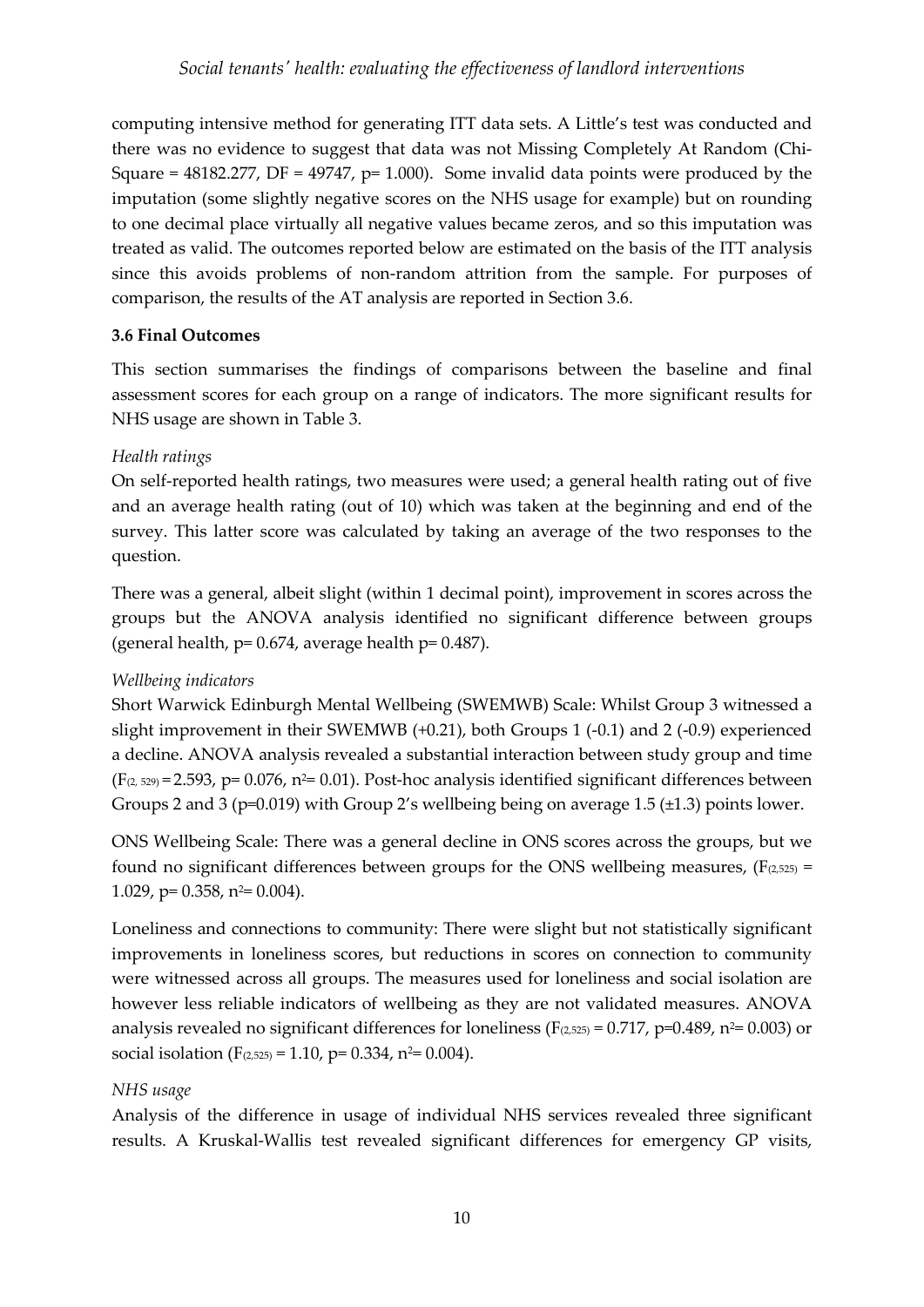computing intensive method for generating ITT data sets. A Little's test was conducted and there was no evidence to suggest that data was not Missing Completely At Random (Chi-Square = 48182.277, DF = 49747, p= 1.000). Some invalid data points were produced by the imputation (some slightly negative scores on the NHS usage for example) but on rounding to one decimal place virtually all negative values became zeros, and so this imputation was treated as valid. The outcomes reported below are estimated on the basis of the ITT analysis since this avoids problems of non-random attrition from the sample. For purposes of comparison, the results of the AT analysis are reported in Section 3.6.

### 3.6 Final Outcomes

This section summarises the findings of comparisons between the baseline and final assessment scores for each group on a range of indicators. The more significant results for NHS usage are shown in Table 3.

*Health ratings*

On self-reported health ratings, two measures were used; a general health rating out of five and an average health rating (out of 10) which was taken at the beginning and end of the survey. This latter score was calculated by taking an average of the two responses to the question.

There was a general, albeit slight (within 1 decimal point), improvement in scores across the groups but the ANOVA analysis identified no significant difference between groups (general health, p= 0.674, average health p= 0.487).

*Wellbeing indicators*

Short Warwick Edinburgh Mental Wellbeing (SWEMWB) Scale: Whilst Group 3 witnessed a slight improvement in their SWEMWB (+0.21), both Groups 1 (-0.1) and 2 (-0.9) experienced a decline. ANOVA analysis revealed a substantial interaction between study group and time ($F_{(2, 529)}$ = 2.593, p= 0.076, $n^2$= 0.01). Post-hoc analysis identified significant differences between Groups 2 and 3 (p=0.019) with Group 2's wellbeing being on average 1.5 (±1.3) points lower.

ONS Wellbeing Scale: There was a general decline in ONS scores across the groups, but we found no significant differences between groups for the ONS wellbeing measures, ($F_{(2,525)}$ = 1.029, p= 0.358, $n^2$= 0.004).

Loneliness and connections to community: There were slight but not statistically significant improvements in loneliness scores, but reductions in scores on connection to community were witnessed across all groups. The measures used for loneliness and social isolation are however less reliable indicators of wellbeing as they are not validated measures. ANOVA analysis revealed no significant differences for loneliness ($F_{(2,525)}$ = 0.717, p=0.489, $n^2$= 0.003) or social isolation ($F_{(2,525)}$ = 1.10, p= 0.334, $n^2$= 0.004).

*NHS usage*

Analysis of the difference in usage of individual NHS services revealed three significant results. A Kruskal-Wallis test revealed significant differences for emergency GP visits,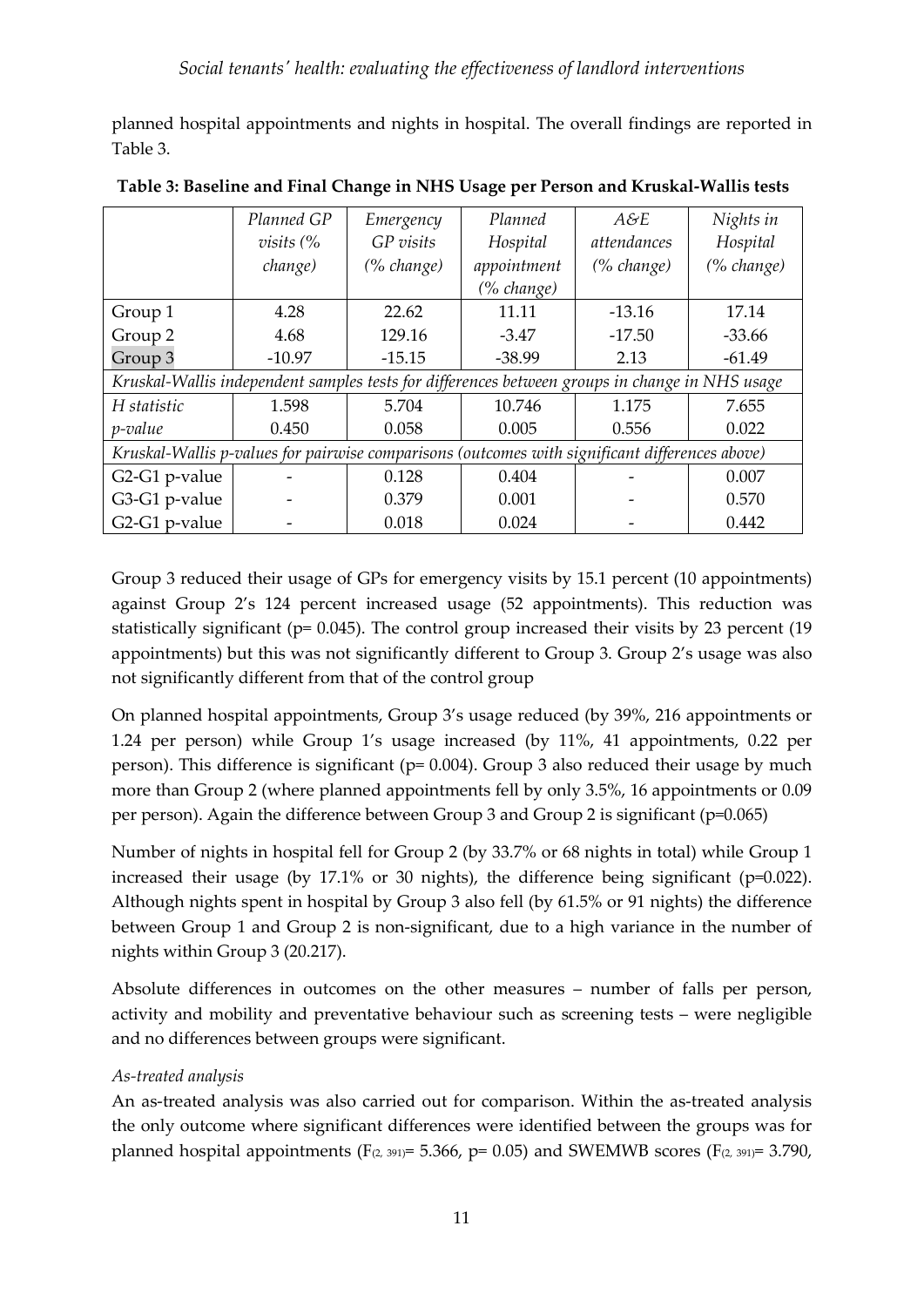planned hospital appointments and nights in hospital. The overall findings are reported in Table 3.

**Table 3: Baseline and Final Change in NHS Usage per Person and Kruskal-Wallis tests**

| | *Planned GP visits (% change)* | *Emergency GP visits (% change)* | *Planned Hospital appointment (% change)* | *A&E attendances (% change)* | *Nights in Hospital (% change)* |
|---|---|---|---|---|---|
| Group 1 | 4.28 | 22.62 | 11.11 | -13.16 | 17.14 |
| Group 2 | 4.68 | 129.16 | -3.47 | -17.50 | -33.66 |
| Group 3 | -10.97 | -15.15 | -38.99 | 2.13 | -61.49 |
| *Kruskal-Wallis independent samples tests for differences between groups in change in NHS usage* | | | | | |
| *H statistic* | 1.598 | 5.704 | 10.746 | 1.175 | 7.655 |
| *p-value* | 0.450 | 0.058 | 0.005 | 0.556 | 0.022 |
| *Kruskal-Wallis p-values for pairwise comparisons (outcomes with significant differences above)* | | | | | |
| G2-G1 p-value | - | 0.128 | 0.404 | - | 0.007 |
| G3-G1 p-value | - | 0.379 | 0.001 | - | 0.570 |
| G2-G1 p-value | - | 0.018 | 0.024 | - | 0.442 |

Group 3 reduced their usage of GPs for emergency visits by 15.1 percent (10 appointments) against Group 2's 124 percent increased usage (52 appointments). This reduction was statistically significant (p= 0.045). The control group increased their visits by 23 percent (19 appointments) but this was not significantly different to Group 3. Group 2's usage was also not significantly different from that of the control group

On planned hospital appointments, Group 3's usage reduced (by 39%, 216 appointments or 1.24 per person) while Group 1's usage increased (by 11%, 41 appointments, 0.22 per person). This difference is significant (p= 0.004). Group 3 also reduced their usage by much more than Group 2 (where planned appointments fell by only 3.5%, 16 appointments or 0.09 per person). Again the difference between Group 3 and Group 2 is significant (p=0.065)

Number of nights in hospital fell for Group 2 (by 33.7% or 68 nights in total) while Group 1 increased their usage (by 17.1% or 30 nights), the difference being significant (p=0.022). Although nights spent in hospital by Group 3 also fell (by 61.5% or 91 nights) the difference between Group 1 and Group 2 is non-significant, due to a high variance in the number of nights within Group 3 (20.217).

Absolute differences in outcomes on the other measures – number of falls per person, activity and mobility and preventative behaviour such as screening tests – were negligible and no differences between groups were significant.

*As-treated analysis*

An as-treated analysis was also carried out for comparison. Within the as-treated analysis the only outcome where significant differences were identified between the groups was for planned hospital appointments ($F_{(2, 391)}$= 5.366, p= 0.05) and SWEMWB scores ($F_{(2, 391)}$= 3.790,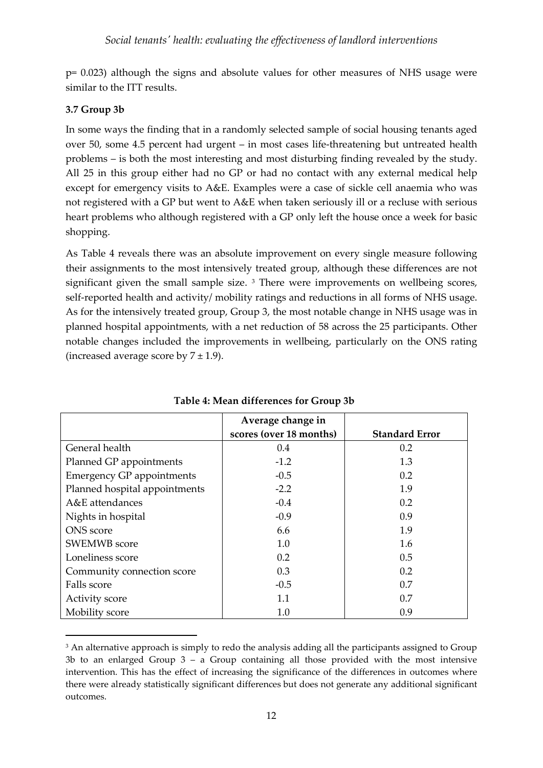p= 0.023) although the signs and absolute values for other measures of NHS usage were similar to the ITT results.

### 3.7 Group 3b

In some ways the finding that in a randomly selected sample of social housing tenants aged over 50, some 4.5 percent had urgent – in most cases life-threatening but untreated health problems – is both the most interesting and most disturbing finding revealed by the study. All 25 in this group either had no GP or had no contact with any external medical help except for emergency visits to A&E. Examples were a case of sickle cell anaemia who was not registered with a GP but went to A&E when taken seriously ill or a recluse with serious heart problems who although registered with a GP only left the house once a week for basic shopping.

As Table 4 reveals there was an absolute improvement on every single measure following their assignments to the most intensively treated group, although these differences are not significant given the small sample size. [3] There were improvements on wellbeing scores, self-reported health and activity/ mobility ratings and reductions in all forms of NHS usage. As for the intensively treated group, Group 3, the most notable change in NHS usage was in planned hospital appointments, with a net reduction of 58 across the 25 participants. Other notable changes included the improvements in wellbeing, particularly on the ONS rating (increased average score by $7 \pm 1.9$).

**Table 4: Mean differences for Group 3b**

| | Average change in scores (over 18 months) | Standard Error |
|---|---|---|
| General health | 0.4 | 0.2 |
| Planned GP appointments | -1.2 | 1.3 |
| Emergency GP appointments | -0.5 | 0.2 |
| Planned hospital appointments | -2.2 | 1.9 |
| A&E attendances | -0.4 | 0.2 |
| Nights in hospital | -0.9 | 0.9 |
| ONS score | 6.6 | 1.9 |
| SWEMWB score | 1.0 | 1.6 |
| Loneliness score | 0.2 | 0.5 |
| Community connection score | 0.3 | 0.2 |
| Falls score | -0.5 | 0.7 |
| Activity score | 1.1 | 0.7 |
| Mobility score | 1.0 | 0.9 |

[3] An alternative approach is simply to redo the analysis adding all the participants assigned to Group 3b to an enlarged Group 3 – a Group containing all those provided with the most intensive intervention. This has the effect of increasing the significance of the differences in outcomes where there were already statistically significant differences but does not generate any additional significant outcomes.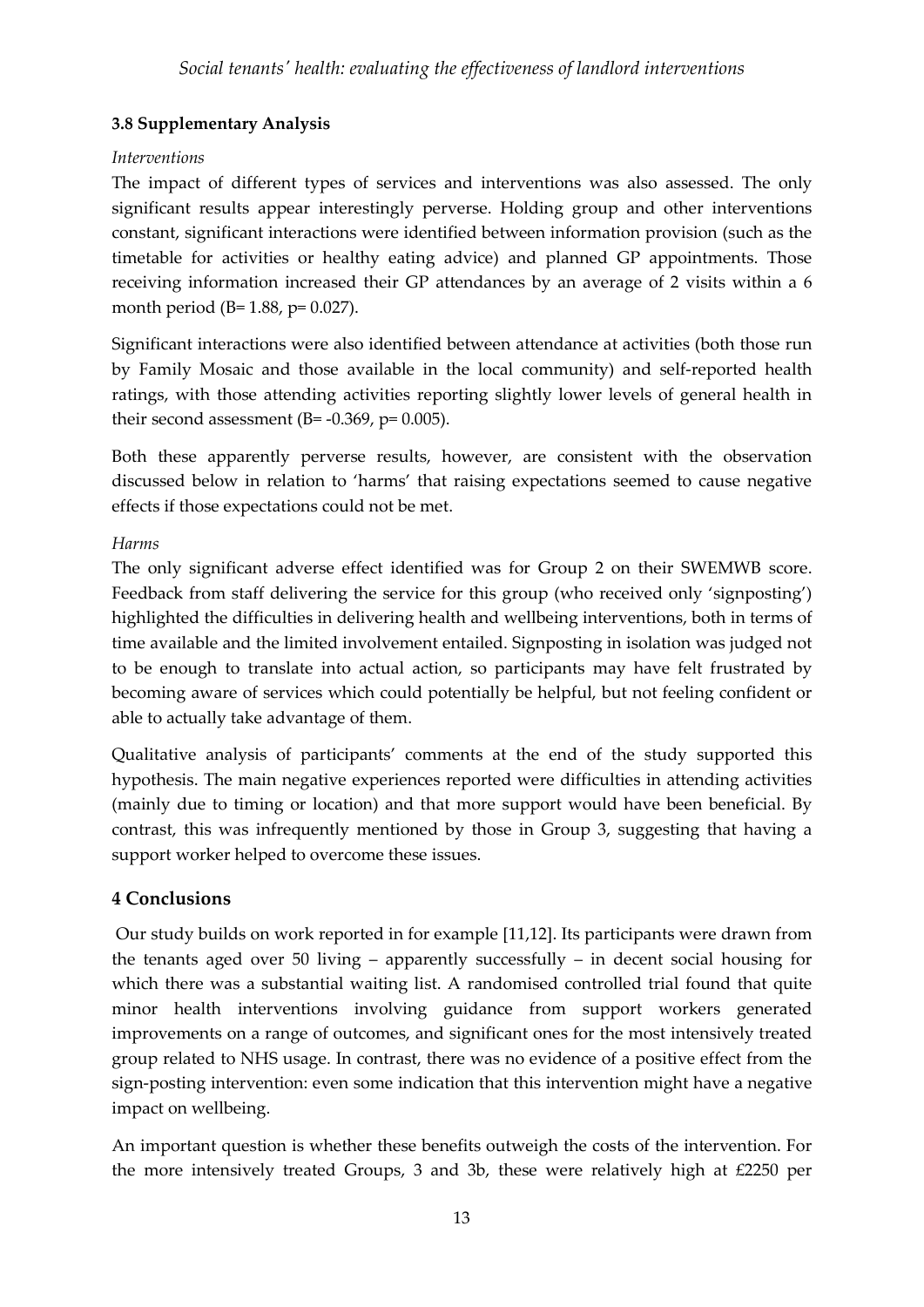### 3.8 Supplementary Analysis

*Interventions*

The impact of different types of services and interventions was also assessed. The only significant results appear interestingly perverse. Holding group and other interventions constant, significant interactions were identified between information provision (such as the timetable for activities or healthy eating advice) and planned GP appointments. Those receiving information increased their GP attendances by an average of 2 visits within a 6 month period ($B = 1.88$, $p = 0.027$).

Significant interactions were also identified between attendance at activities (both those run by Family Mosaic and those available in the local community) and self-reported health ratings, with those attending activities reporting slightly lower levels of general health in their second assessment ($B = -0.369$, $p = 0.005$).

Both these apparently perverse results, however, are consistent with the observation discussed below in relation to 'harms' that raising expectations seemed to cause negative effects if those expectations could not be met.

*Harms*

The only significant adverse effect identified was for Group 2 on their SWEMWB score. Feedback from staff delivering the service for this group (who received only 'signposting') highlighted the difficulties in delivering health and wellbeing interventions, both in terms of time available and the limited involvement entailed. Signposting in isolation was judged not to be enough to translate into actual action, so participants may have felt frustrated by becoming aware of services which could potentially be helpful, but not feeling confident or able to actually take advantage of them.

Qualitative analysis of participants' comments at the end of the study supported this hypothesis. The main negative experiences reported were difficulties in attending activities (mainly due to timing or location) and that more support would have been beneficial. By contrast, this was infrequently mentioned by those in Group 3, suggesting that having a support worker helped to overcome these issues.

## 4 Conclusions

Our study builds on work reported in for example [11,12]. Its participants were drawn from the tenants aged over 50 living – apparently successfully – in decent social housing for which there was a substantial waiting list. A randomised controlled trial found that quite minor health interventions involving guidance from support workers generated improvements on a range of outcomes, and significant ones for the most intensively treated group related to NHS usage. In contrast, there was no evidence of a positive effect from the sign-posting intervention: even some indication that this intervention might have a negative impact on wellbeing.

An important question is whether these benefits outweigh the costs of the intervention. For the more intensively treated Groups, 3 and 3b, these were relatively high at £2250 per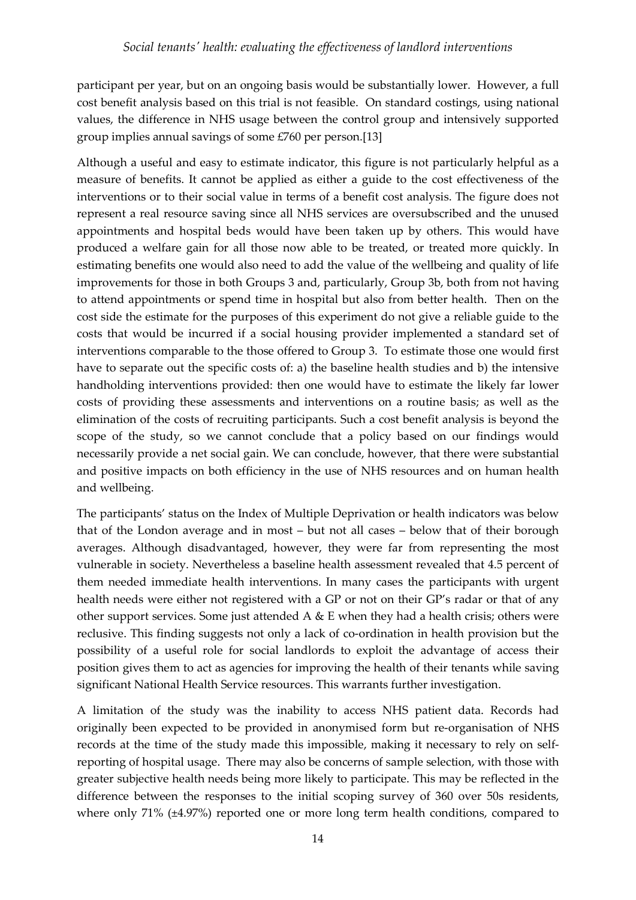participant per year, but on an ongoing basis would be substantially lower. However, a full cost benefit analysis based on this trial is not feasible. On standard costings, using national values, the difference in NHS usage between the control group and intensively supported group implies annual savings of some £760 per person.[13]

Although a useful and easy to estimate indicator, this figure is not particularly helpful as a measure of benefits. It cannot be applied as either a guide to the cost effectiveness of the interventions or to their social value in terms of a benefit cost analysis. The figure does not represent a real resource saving since all NHS services are oversubscribed and the unused appointments and hospital beds would have been taken up by others. This would have produced a welfare gain for all those now able to be treated, or treated more quickly. In estimating benefits one would also need to add the value of the wellbeing and quality of life improvements for those in both Groups 3 and, particularly, Group 3b, both from not having to attend appointments or spend time in hospital but also from better health. Then on the cost side the estimate for the purposes of this experiment do not give a reliable guide to the costs that would be incurred if a social housing provider implemented a standard set of interventions comparable to the those offered to Group 3. To estimate those one would first have to separate out the specific costs of: a) the baseline health studies and b) the intensive handholding interventions provided: then one would have to estimate the likely far lower costs of providing these assessments and interventions on a routine basis; as well as the elimination of the costs of recruiting participants. Such a cost benefit analysis is beyond the scope of the study, so we cannot conclude that a policy based on our findings would necessarily provide a net social gain. We can conclude, however, that there were substantial and positive impacts on both efficiency in the use of NHS resources and on human health and wellbeing.

The participants' status on the Index of Multiple Deprivation or health indicators was below that of the London average and in most – but not all cases – below that of their borough averages. Although disadvantaged, however, they were far from representing the most vulnerable in society. Nevertheless a baseline health assessment revealed that 4.5 percent of them needed immediate health interventions. In many cases the participants with urgent health needs were either not registered with a GP or not on their GP's radar or that of any other support services. Some just attended A & E when they had a health crisis; others were reclusive. This finding suggests not only a lack of co-ordination in health provision but the possibility of a useful role for social landlords to exploit the advantage of access their position gives them to act as agencies for improving the health of their tenants while saving significant National Health Service resources. This warrants further investigation.

A limitation of the study was the inability to access NHS patient data. Records had originally been expected to be provided in anonymised form but re-organisation of NHS records at the time of the study made this impossible, making it necessary to rely on self-reporting of hospital usage. There may also be concerns of sample selection, with those with greater subjective health needs being more likely to participate. This may be reflected in the difference between the responses to the initial scoping survey of 360 over 50s residents, where only 71% (±4.97%) reported one or more long term health conditions, compared to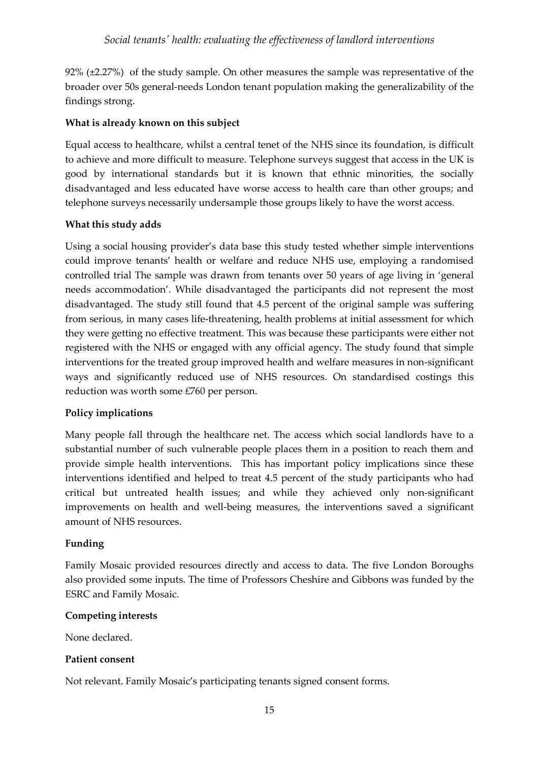92% (±2.27%) of the study sample. On other measures the sample was representative of the broader over 50s general-needs London tenant population making the generalizability of the findings strong.

**What is already known on this subject**

Equal access to healthcare, whilst a central tenet of the NHS since its foundation, is difficult to achieve and more difficult to measure. Telephone surveys suggest that access in the UK is good by international standards but it is known that ethnic minorities, the socially disadvantaged and less educated have worse access to health care than other groups; and telephone surveys necessarily undersample those groups likely to have the worst access.

**What this study adds**

Using a social housing provider's data base this study tested whether simple interventions could improve tenants' health or welfare and reduce NHS use, employing a randomised controlled trial The sample was drawn from tenants over 50 years of age living in 'general needs accommodation'. While disadvantaged the participants did not represent the most disadvantaged. The study still found that 4.5 percent of the original sample was suffering from serious, in many cases life-threatening, health problems at initial assessment for which they were getting no effective treatment. This was because these participants were either not registered with the NHS or engaged with any official agency. The study found that simple interventions for the treated group improved health and welfare measures in non-significant ways and significantly reduced use of NHS resources. On standardised costings this reduction was worth some £760 per person.

**Policy implications**

Many people fall through the healthcare net. The access which social landlords have to a substantial number of such vulnerable people places them in a position to reach them and provide simple health interventions. This has important policy implications since these interventions identified and helped to treat 4.5 percent of the study participants who had critical but untreated health issues; and while they achieved only non-significant improvements on health and well-being measures, the interventions saved a significant amount of NHS resources.

**Funding**

Family Mosaic provided resources directly and access to data. The five London Boroughs also provided some inputs. The time of Professors Cheshire and Gibbons was funded by the ESRC and Family Mosaic.

**Competing interests**

None declared.

**Patient consent**

Not relevant. Family Mosaic's participating tenants signed consent forms.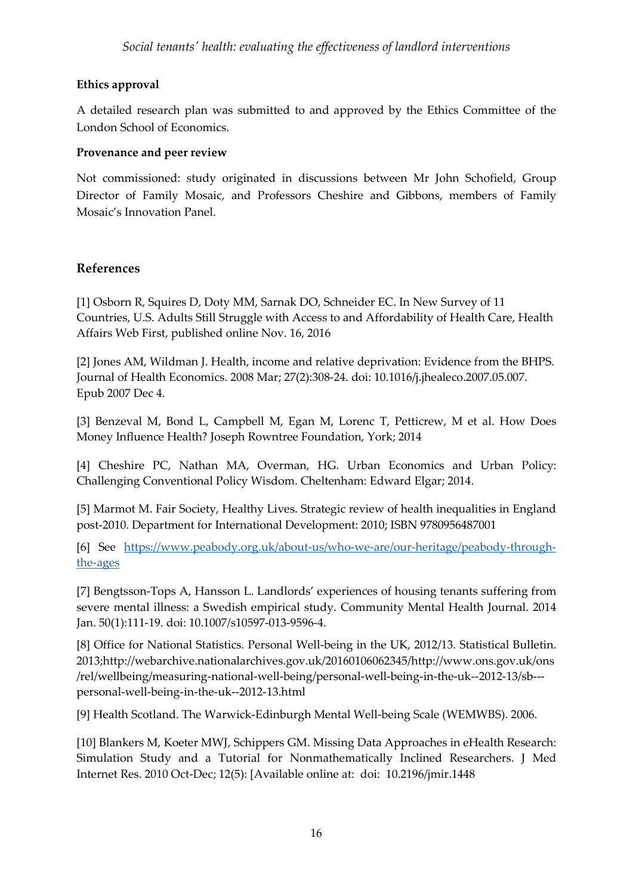**Ethics approval**

A detailed research plan was submitted to and approved by the Ethics Committee of the London School of Economics.

**Provenance and peer review**

Not commissioned: study originated in discussions between Mr John Schofield, Group Director of Family Mosaic, and Professors Cheshire and Gibbons, members of Family Mosaic's Innovation Panel.

## References

[1] Osborn R, Squires D, Doty MM, Sarnak DO, Schneider EC. In New Survey of 11 Countries, U.S. Adults Still Struggle with Access to and Affordability of Health Care, Health Affairs Web First, published online Nov. 16, 2016

[2] Jones AM, Wildman J. Health, income and relative deprivation: Evidence from the BHPS. Journal of Health Economics. 2008 Mar; 27(2):308-24. doi: 10.1016/j.jhealeco.2007.05.007. Epub 2007 Dec 4.

[3] Benzeval M, Bond L, Campbell M, Egan M, Lorenc T, Petticrew, M et al. How Does Money Influence Health? Joseph Rowntree Foundation, York; 2014

[4] Cheshire PC, Nathan MA, Overman, HG. Urban Economics and Urban Policy: Challenging Conventional Policy Wisdom. Cheltenham: Edward Elgar; 2014.

[5] Marmot M. Fair Society, Healthy Lives. Strategic review of health inequalities in England post-2010. Department for International Development: 2010; ISBN 9780956487001

[6] See https://www.peabody.org.uk/about-us/who-we-are/our-heritage/peabody-through-the-ages

[7] Bengtsson-Tops A, Hansson L. Landlords' experiences of housing tenants suffering from severe mental illness: a Swedish empirical study. Community Mental Health Journal. 2014 Jan. 50(1):111-19. doi: 10.1007/s10597-013-9596-4.

[8] Office for National Statistics. Personal Well-being in the UK, 2012/13. Statistical Bulletin. 2013;http://webarchive.nationalarchives.gov.uk/20160106062345/http://www.ons.gov.uk/ons/rel/wellbeing/measuring-national-well-being/personal-well-being-in-the-uk--2012-13/sb---personal-well-being-in-the-uk--2012-13.html

[9] Health Scotland. The Warwick-Edinburgh Mental Well-being Scale (WEMWBS). 2006.

[10] Blankers M, Koeter MWJ, Schippers GM. Missing Data Approaches in eHealth Research: Simulation Study and a Tutorial for Nonmathematically Inclined Researchers. J Med Internet Res. 2010 Oct-Dec; 12(5): [Available online at: doi: 10.2196/jmir.1448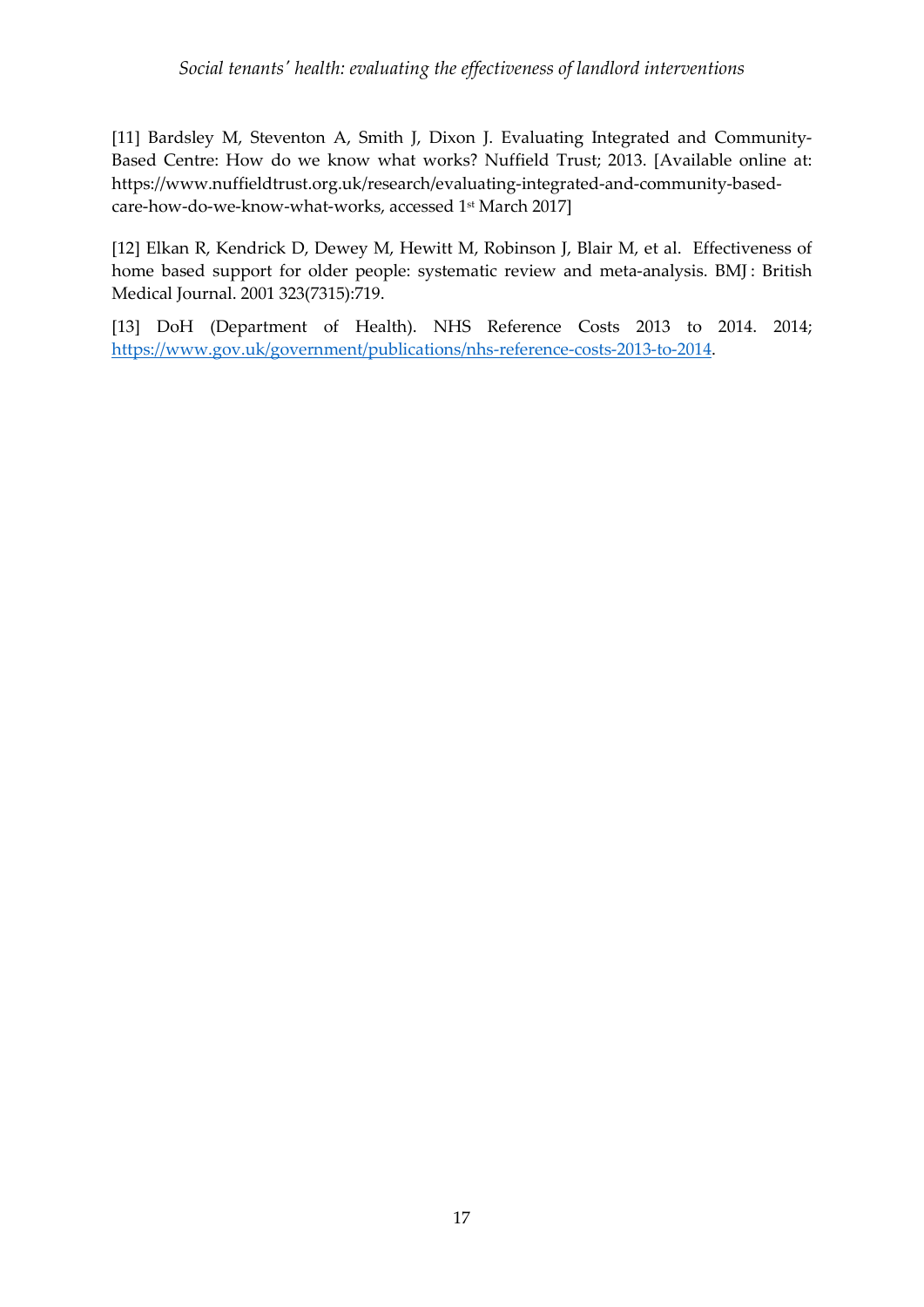[11] Bardsley M, Steventon A, Smith J, Dixon J. Evaluating Integrated and Community-Based Centre: How do we know what works? Nuffield Trust; 2013. [Available online at: https://www.nuffieldtrust.org.uk/research/evaluating-integrated-and-community-based-care-how-do-we-know-what-works, accessed 1st March 2017]

[12] Elkan R, Kendrick D, Dewey M, Hewitt M, Robinson J, Blair M, et al. Effectiveness of home based support for older people: systematic review and meta-analysis. BMJ : British Medical Journal. 2001 323(7315):719.

[13] DoH (Department of Health). NHS Reference Costs 2013 to 2014. 2014; https://www.gov.uk/government/publications/nhs-reference-costs-2013-to-2014.